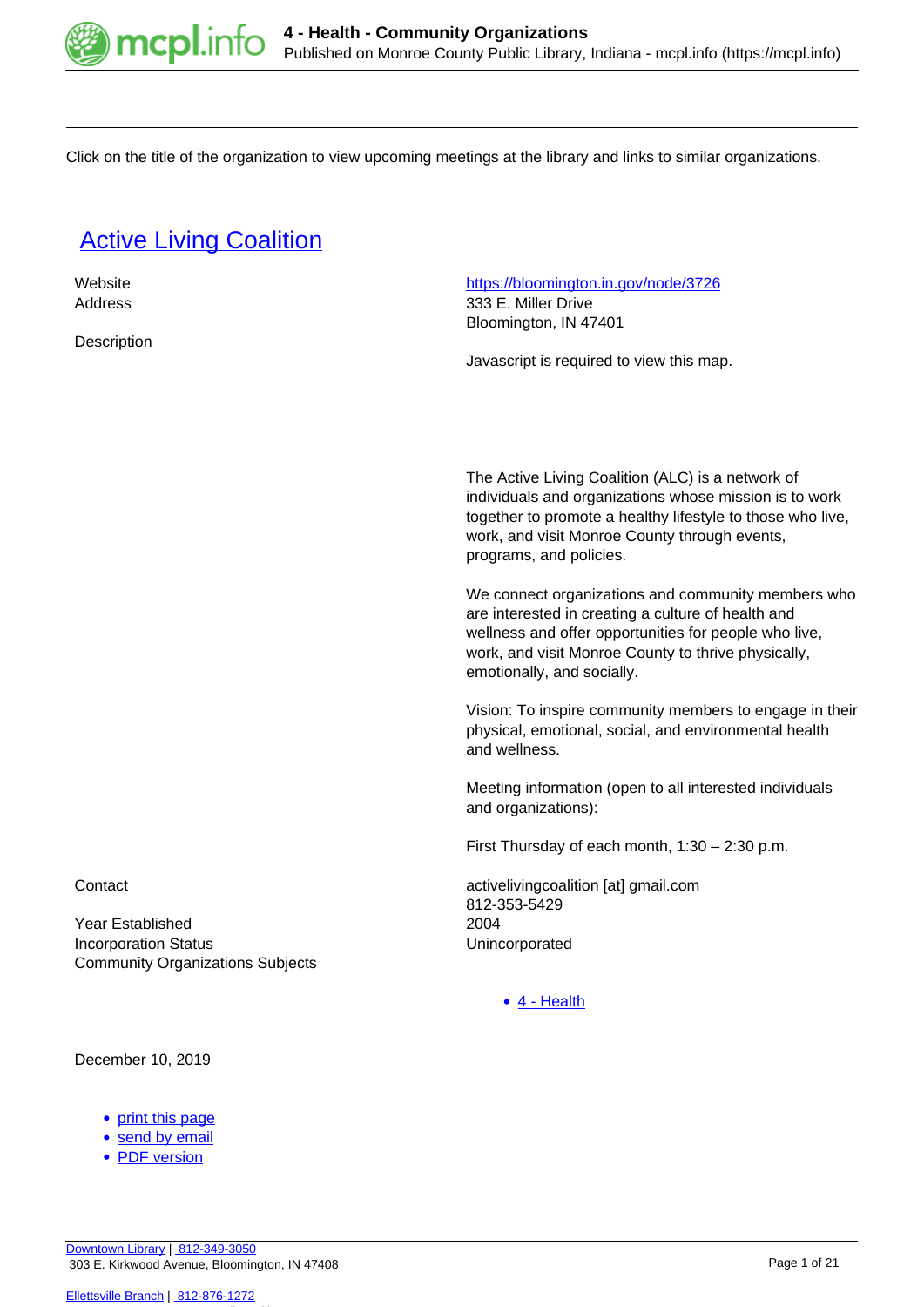Click on the title of the organization to view upcoming meetings at the library and links to similar organizations.

## [Active Living Coalition](#)

| | |
|---|---|
| Website | https://bloomington.in.gov/node/3726 |
| Address | 333 E. Miller Drive<br>Bloomington, IN 47401 |
| Description | Javascript is required to view this map. |

The Active Living Coalition (ALC) is a network of individuals and organizations whose mission is to work together to promote a healthy lifestyle to those who live, work, and visit Monroe County through events, programs, and policies.

We connect organizations and community members who are interested in creating a culture of health and wellness and offer opportunities for people who live, work, and visit Monroe County to thrive physically, emotionally, and socially.

Vision: To inspire community members to engage in their physical, emotional, social, and environmental health and wellness.

Meeting information (open to all interested individuals and organizations):

First Thursday of each month, 1:30 – 2:30 p.m.

| | |
|---|---|
| Contact | activelivingcoalition [at] gmail.com<br>812-353-5429 |
| Year Established | 2004 |
| Incorporation Status | Unincorporated |
| Community Organizations Subjects | • 4 - Health |

December 10, 2019

- print this page
- send by email
- PDF version

Downtown Library | 812-349-3050
303 E. Kirkwood Avenue, Bloomington, IN 47408

Ellettsville Branch | 812-876-1272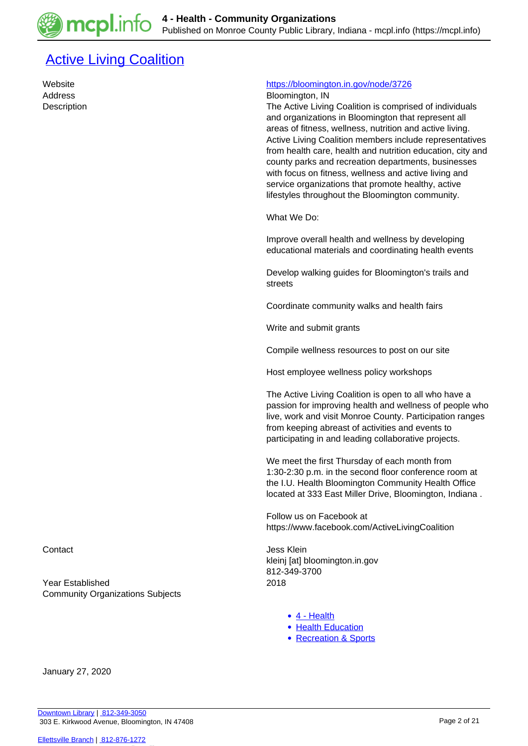# [Active Living Coalition]

| | |
|---|---|
| Website | [https://bloomington.in.gov/node/3726](https://bloomington.in.gov/node/3726) |
| Address | Bloomington, IN |

**Description**

The Active Living Coalition is comprised of individuals and organizations in Bloomington that represent all areas of fitness, wellness, nutrition and active living. Active Living Coalition members include representatives from health care, health and nutrition education, city and county parks and recreation departments, businesses with focus on fitness, wellness and active living and service organizations that promote healthy, active lifestyles throughout the Bloomington community.

What We Do:

Improve overall health and wellness by developing educational materials and coordinating health events

Develop walking guides for Bloomington's trails and streets

Coordinate community walks and health fairs

Write and submit grants

Compile wellness resources to post on our site

Host employee wellness policy workshops

The Active Living Coalition is open to all who have a passion for improving health and wellness of people who live, work and visit Monroe County. Participation ranges from keeping abreast of activities and events to participating in and leading collaborative projects.

We meet the first Thursday of each month from 1:30-2:30 p.m. in the second floor conference room at the I.U. Health Bloomington Community Health Office located at 333 East Miller Drive, Bloomington, Indiana .

Follow us on Facebook at https://www.facebook.com/ActiveLivingCoalition

**Contact**

Jess Klein
kleinj [at] bloomington.in.gov
812-349-3700

**Year Established**

2018

**Community Organizations Subjects**

- [4 - Health]
- [Health Education]
- [Recreation & Sports]

January 27, 2020

[Downtown Library] | [812-349-3050]
303 E. Kirkwood Avenue, Bloomington, IN 47408

[Ellettsville Branch] | [812-876-1272]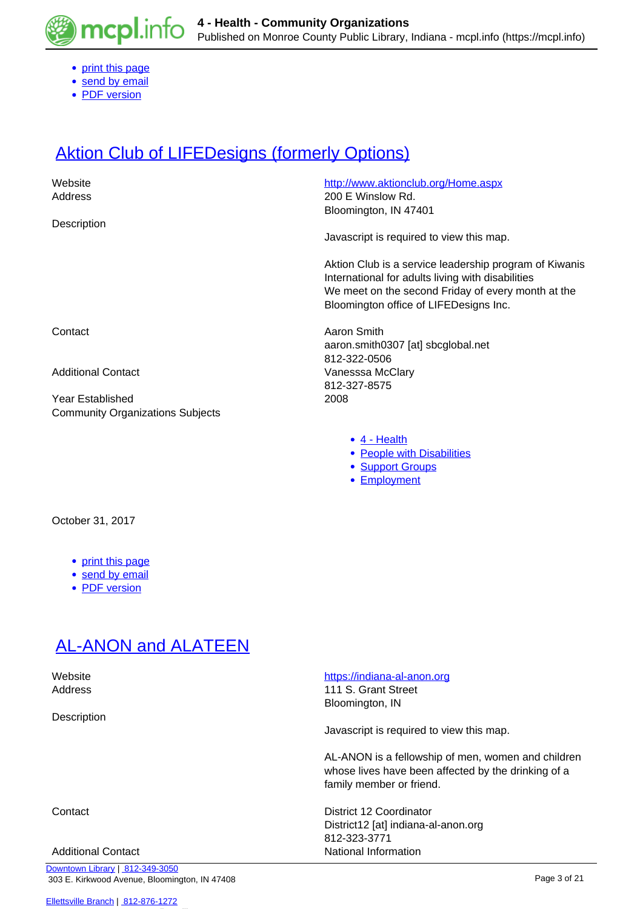- print this page
- send by email
- PDF version

# Aktion Club of LIFEDesigns (formerly Options)

| | |
|---|---|
| Website | http://www.aktionclub.org/Home.aspx |
| Address | 200 E Winslow Rd.<br>Bloomington, IN 47401 |
| Description | Javascript is required to view this map.<br><br>Aktion Club is a service leadership program of Kiwanis International for adults living with disabilities<br>We meet on the second Friday of every month at the Bloomington office of LIFEDesigns Inc. |
| Contact | Aaron Smith<br>aaron.smith0307 [at] sbcglobal.net<br>812-322-0506 |
| Additional Contact | Vanesssa McClary<br>812-327-8575 |
| Year Established | 2008 |
| Community Organizations Subjects | - 4 - Health<br>- People with Disabilities<br>- Support Groups<br>- Employment |

October 31, 2017

- print this page
- send by email
- PDF version

# AL-ANON and ALATEEN

| | |
|---|---|
| Website | https://indiana-al-anon.org |
| Address | 111 S. Grant Street<br>Bloomington, IN |
| Description | Javascript is required to view this map.<br><br>AL-ANON is a fellowship of men, women and children whose lives have been affected by the drinking of a family member or friend. |
| Contact | District 12 Coordinator<br>District12 [at] indiana-al-anon.org<br>812-323-3771 |
| Additional Contact | National Information |

Downtown Library | 812-349-3050
303 E. Kirkwood Avenue, Bloomington, IN 47408

Ellettsville Branch | 812-876-1272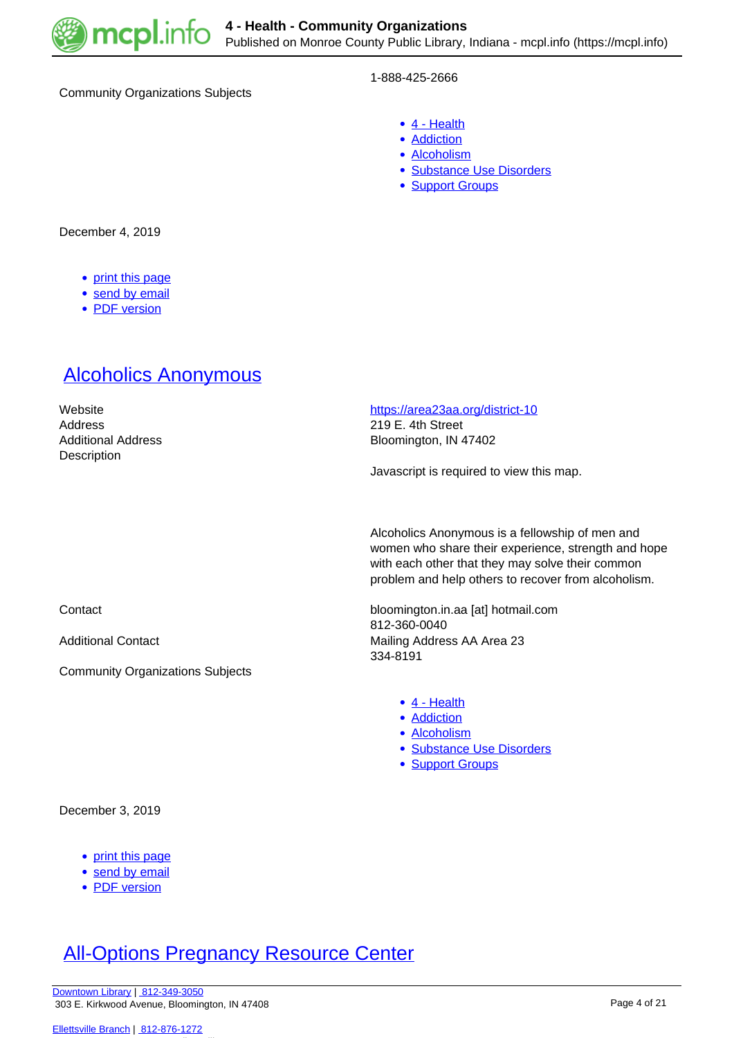1-888-425-2666

Community Organizations Subjects

- 4 - Health
- Addiction
- Alcoholism
- Substance Use Disorders
- Support Groups

December 4, 2019

- print this page
- send by email
- PDF version

## Alcoholics Anonymous

Website
https://area23aa.org/district-10

Address
219 E. 4th Street

Additional Address
Bloomington, IN 47402

Description

Javascript is required to view this map.

Alcoholics Anonymous is a fellowship of men and women who share their experience, strength and hope with each other that they may solve their common problem and help others to recover from alcoholism.

Contact
bloomington.in.aa [at] hotmail.com
812-360-0040

Additional Contact
Mailing Address AA Area 23
334-8191

Community Organizations Subjects

- 4 - Health
- Addiction
- Alcoholism
- Substance Use Disorders
- Support Groups

December 3, 2019

- print this page
- send by email
- PDF version

## All-Options Pregnancy Resource Center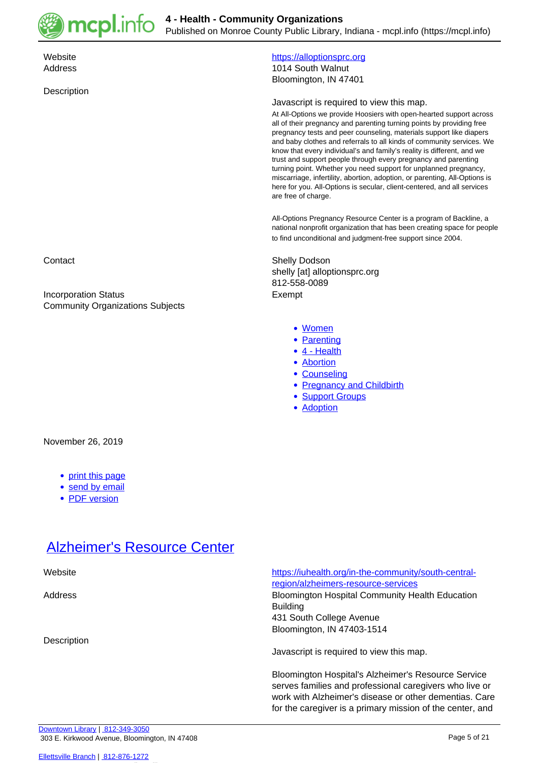Website https://alloptionsprc.org

Address 1014 South Walnut
Bloomington, IN 47401

Description

Javascript is required to view this map.

At All-Options we provide Hoosiers with open-hearted support across all of their pregnancy and parenting turning points by providing free pregnancy tests and peer counseling, materials support like diapers and baby clothes and referrals to all kinds of community services. We know that every individual's and family's reality is different, and we trust and support people through every pregnancy and parenting turning point. Whether you need support for unplanned pregnancy, miscarriage, infertility, abortion, adoption, or parenting, All-Options is here for you. All-Options is secular, client-centered, and all services are free of charge.

All-Options Pregnancy Resource Center is a program of Backline, a national nonprofit organization that has been creating space for people to find unconditional and judgment-free support since 2004.

Contact Shelly Dodson
shelly [at] alloptionsprc.org
812-558-0089

Incorporation Status Exempt

Community Organizations Subjects

- Women
- Parenting
- 4 - Health
- Abortion
- Counseling
- Pregnancy and Childbirth
- Support Groups
- Adoption

November 26, 2019

- print this page
- send by email
- PDF version

## Alzheimer's Resource Center

Website https://iuhealth.org/in-the-community/south-central-region/alzheimers-resource-services

Address Bloomington Hospital Community Health Education Building
431 South College Avenue
Bloomington, IN 47403-1514

Description

Javascript is required to view this map.

Bloomington Hospital's Alzheimer's Resource Service serves families and professional caregivers who live or work with Alzheimer's disease or other dementias. Care for the caregiver is a primary mission of the center, and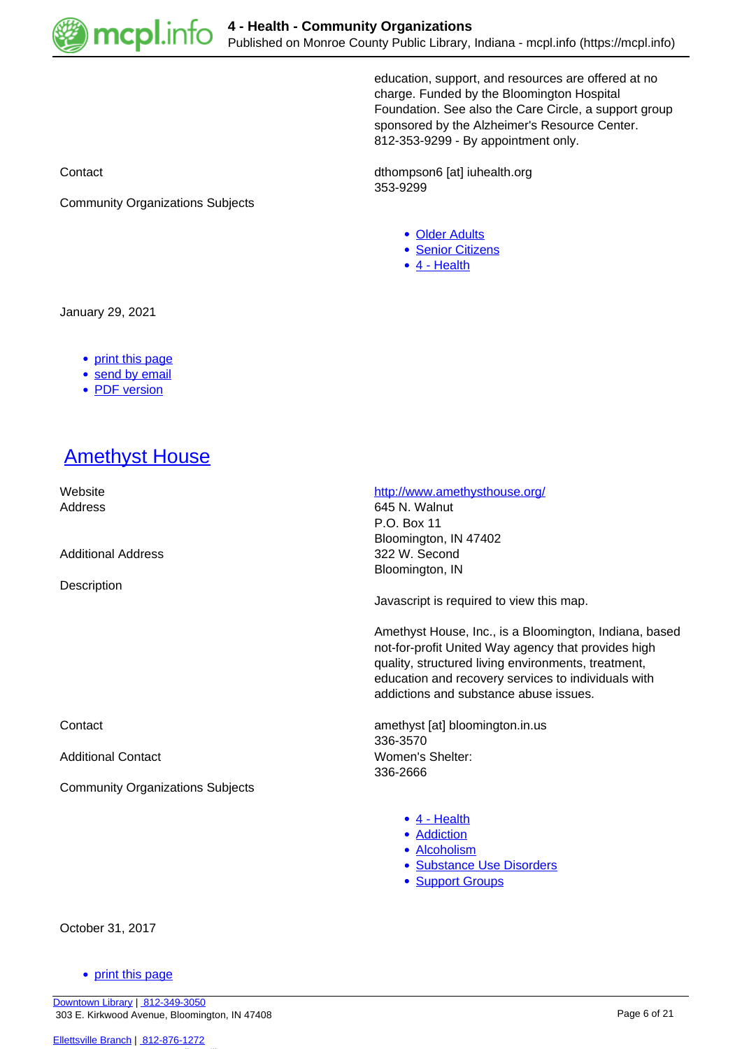education, support, and resources are offered at no charge. Funded by the Bloomington Hospital Foundation. See also the Care Circle, a support group sponsored by the Alzheimer's Resource Center. 812-353-9299 - By appointment only.

Contact

dthompson6 [at] iuhealth.org
353-9299

Community Organizations Subjects

- Older Adults
- Senior Citizens
- 4 - Health

January 29, 2021

- print this page
- send by email
- PDF version

## Amethyst House

Website

http://www.amethysthouse.org/

Address

645 N. Walnut
P.O. Box 11
Bloomington, IN 47402

Additional Address

322 W. Second
Bloomington, IN

Description

Javascript is required to view this map.

Amethyst House, Inc., is a Bloomington, Indiana, based not-for-profit United Way agency that provides high quality, structured living environments, treatment, education and recovery services to individuals with addictions and substance abuse issues.

Contact

amethyst [at] bloomington.in.us
336-3570

Additional Contact

Women's Shelter:
336-2666

Community Organizations Subjects

- 4 - Health
- Addiction
- Alcoholism
- Substance Use Disorders
- Support Groups

October 31, 2017

- print this page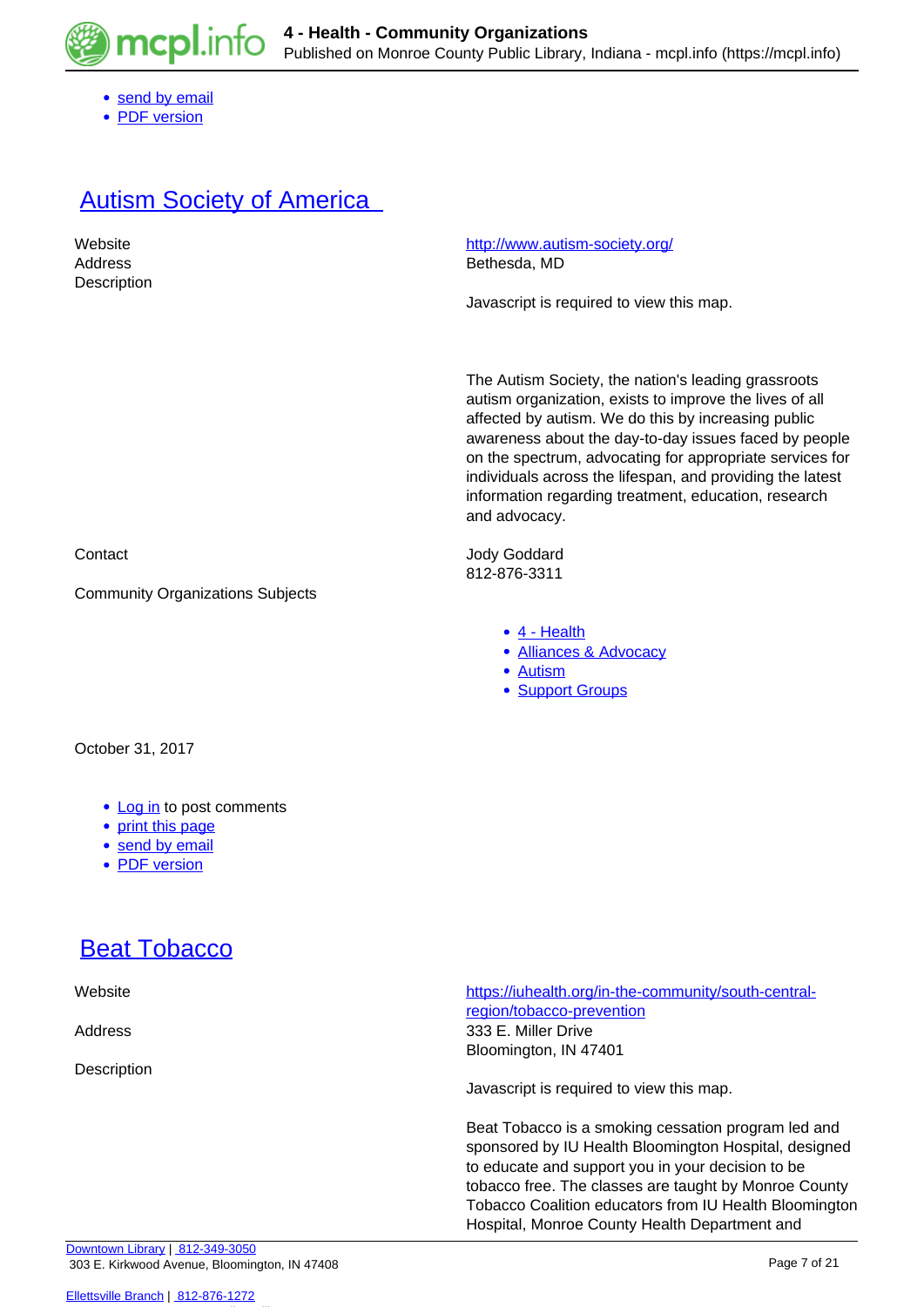- send by email
- PDF version

## Autism Society of America

| | |
|---|---|
| Website | http://www.autism-society.org/ |
| Address | Bethesda, MD |
| Description | Javascript is required to view this map. |

The Autism Society, the nation's leading grassroots autism organization, exists to improve the lives of all affected by autism. We do this by increasing public awareness about the day-to-day issues faced by people on the spectrum, advocating for appropriate services for individuals across the lifespan, and providing the latest information regarding treatment, education, research and advocacy.

Contact: Jody Goddard
812-876-3311

Community Organizations Subjects

- 4 - Health
- Alliances & Advocacy
- Autism
- Support Groups

October 31, 2017

- Log in to post comments
- print this page
- send by email
- PDF version

## Beat Tobacco

| | |
|---|---|
| Website | https://iuhealth.org/in-the-community/south-central-region/tobacco-prevention |
| Address | 333 E. Miller Drive<br>Bloomington, IN 47401 |
| Description | Javascript is required to view this map. |

Beat Tobacco is a smoking cessation program led and sponsored by IU Health Bloomington Hospital, designed to educate and support you in your decision to be tobacco free. The classes are taught by Monroe County Tobacco Coalition educators from IU Health Bloomington Hospital, Monroe County Health Department and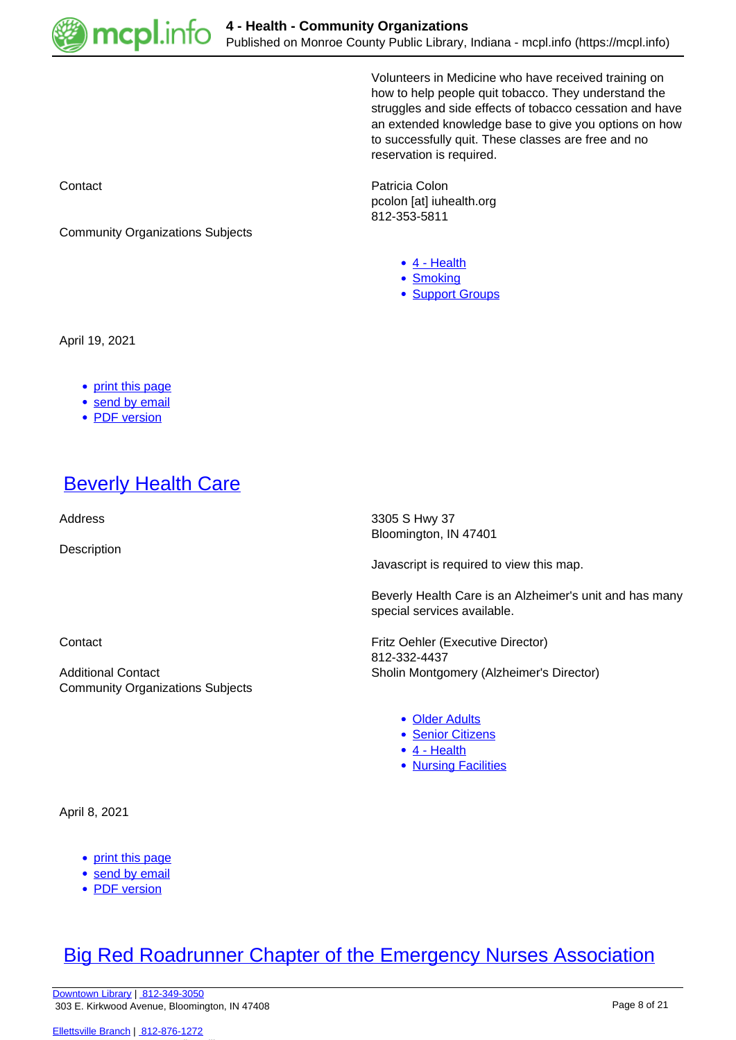Volunteers in Medicine who have received training on how to help people quit tobacco. They understand the struggles and side effects of tobacco cessation and have an extended knowledge base to give you options on how to successfully quit. These classes are free and no reservation is required.

Contact

Patricia Colon
pcolon [at] iuhealth.org
812-353-5811

Community Organizations Subjects

- 4 - Health
- Smoking
- Support Groups

April 19, 2021

- print this page
- send by email
- PDF version

## Beverly Health Care

Address

3305 S Hwy 37
Bloomington, IN 47401

Description

Javascript is required to view this map.

Beverly Health Care is an Alzheimer's unit and has many special services available.

Contact

Fritz Oehler (Executive Director)
812-332-4437

Additional Contact

Sholin Montgomery (Alzheimer's Director)

Community Organizations Subjects

- Older Adults
- Senior Citizens
- 4 - Health
- Nursing Facilities

April 8, 2021

- print this page
- send by email
- PDF version

## Big Red Roadrunner Chapter of the Emergency Nurses Association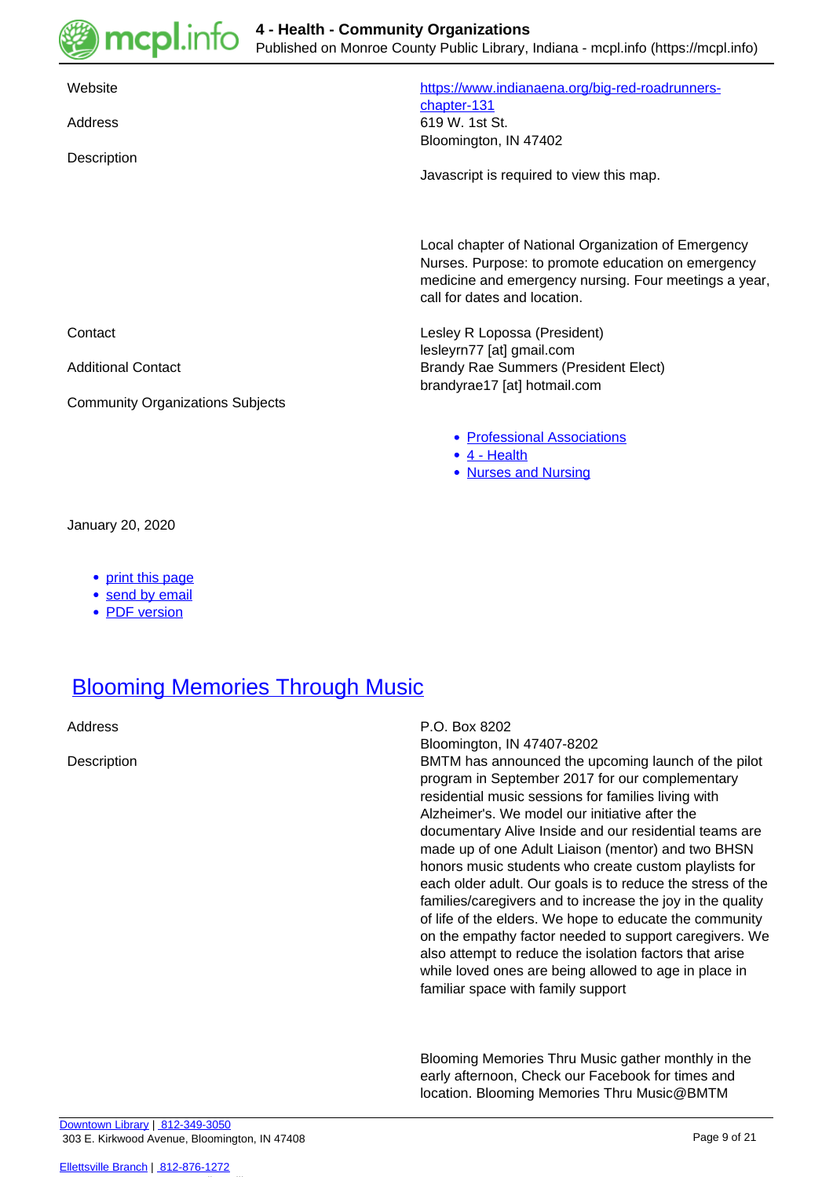| | |
|---|---|
| Website | https://www.indianaena.org/big-red-roadrunners-chapter-131 |
| Address | 619 W. 1st St.<br>Bloomington, IN 47402 |
| Description | Javascript is required to view this map.<br><br>Local chapter of National Organization of Emergency Nurses. Purpose: to promote education on emergency medicine and emergency nursing. Four meetings a year, call for dates and location. |
| Contact | Lesley R Lopossa (President)<br>lesleyrn77 [at] gmail.com |
| Additional Contact | Brandy Rae Summers (President Elect)<br>brandyrae17 [at] hotmail.com |
| Community Organizations Subjects | • Professional Associations<br>• 4 - Health<br>• Nurses and Nursing |

January 20, 2020

- print this page
- send by email
- PDF version

## Blooming Memories Through Music

| | |
|---|---|
| Address | P.O. Box 8202<br>Bloomington, IN 47407-8202 |
| Description | BMTM has announced the upcoming launch of the pilot program in September 2017 for our complementary residential music sessions for families living with Alzheimer's. We model our initiative after the documentary Alive Inside and our residential teams are made up of one Adult Liaison (mentor) and two BHSN honors music students who create custom playlists for each older adult. Our goals is to reduce the stress of the families/caregivers and to increase the joy in the quality of life of the elders. We hope to educate the community on the empathy factor needed to support caregivers. We also attempt to reduce the isolation factors that arise while loved ones are being allowed to age in place in familiar space with family support<br><br>Blooming Memories Thru Music gather monthly in the early afternoon, Check our Facebook for times and location. Blooming Memories Thru Music@BMTM |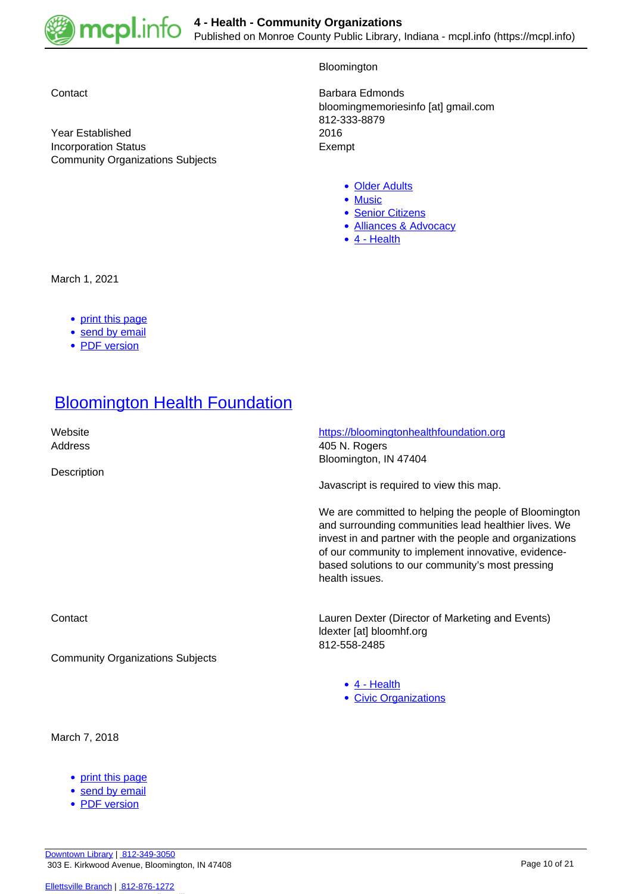| | |
|---|---|
| | Bloomington |
| Contact | Barbara Edmonds<br>bloomingmemoriesinfo [at] gmail.com<br>812-333-8879 |
| Year Established | 2016 |
| Incorporation Status | Exempt |
| Community Organizations Subjects | |

- Older Adults
- Music
- Senior Citizens
- Alliances & Advocacy
- 4 - Health

March 1, 2021

- print this page
- send by email
- PDF version

## Bloomington Health Foundation

| | |
|---|---|
| Website | https://bloomingtonhealthfoundation.org |
| Address | 405 N. Rogers<br>Bloomington, IN 47404 |
| Description | Javascript is required to view this map. |

We are committed to helping the people of Bloomington and surrounding communities lead healthier lives. We invest in and partner with the people and organizations of our community to implement innovative, evidence-based solutions to our community's most pressing health issues.

| | |
|---|---|
| Contact | Lauren Dexter (Director of Marketing and Events)<br>ldexter [at] bloomhf.org<br>812-558-2485 |
| Community Organizations Subjects | |

- 4 - Health
- Civic Organizations

March 7, 2018

- print this page
- send by email
- PDF version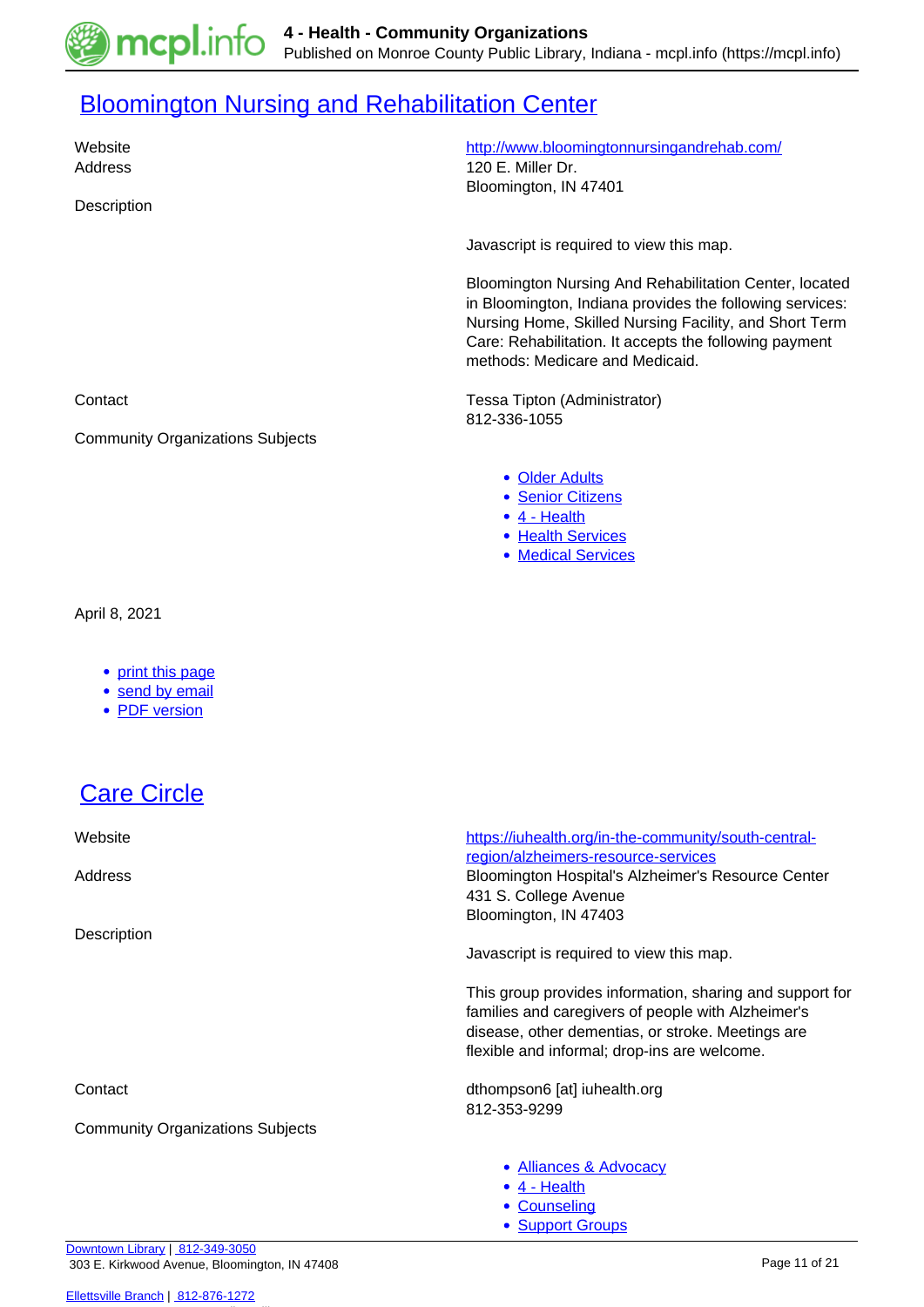## [Bloomington Nursing and Rehabilitation Center](#)

| | |
|---|---|
| Website | [http://www.bloomingtonnursingandrehab.com/](http://www.bloomingtonnursingandrehab.com/) |
| Address | 120 E. Miller Dr.<br>Bloomington, IN 47401 |
| Description | Javascript is required to view this map.<br><br>Bloomington Nursing And Rehabilitation Center, located in Bloomington, Indiana provides the following services: Nursing Home, Skilled Nursing Facility, and Short Term Care: Rehabilitation. It accepts the following payment methods: Medicare and Medicaid. |
| Contact | Tessa Tipton (Administrator)<br>812-336-1055 |
| Community Organizations Subjects | • [Older Adults](#)<br>• [Senior Citizens](#)<br>• [4 - Health](#)<br>• [Health Services](#)<br>• [Medical Services](#) |

April 8, 2021

- [print this page](#)
- [send by email](#)
- [PDF version](#)

## [Care Circle](#)

| | |
|---|---|
| Website | [https://iuhealth.org/in-the-community/south-central-region/alzheimers-resource-services](https://iuhealth.org/in-the-community/south-central-region/alzheimers-resource-services) |
| Address | Bloomington Hospital's Alzheimer's Resource Center<br>431 S. College Avenue<br>Bloomington, IN 47403 |
| Description | Javascript is required to view this map.<br><br>This group provides information, sharing and support for families and caregivers of people with Alzheimer's disease, other dementias, or stroke. Meetings are flexible and informal; drop-ins are welcome. |
| Contact | dthompson6 [at] iuhealth.org<br>812-353-9299 |
| Community Organizations Subjects | • [Alliances & Advocacy](#)<br>• [4 - Health](#)<br>• [Counseling](#)<br>• [Support Groups](#) |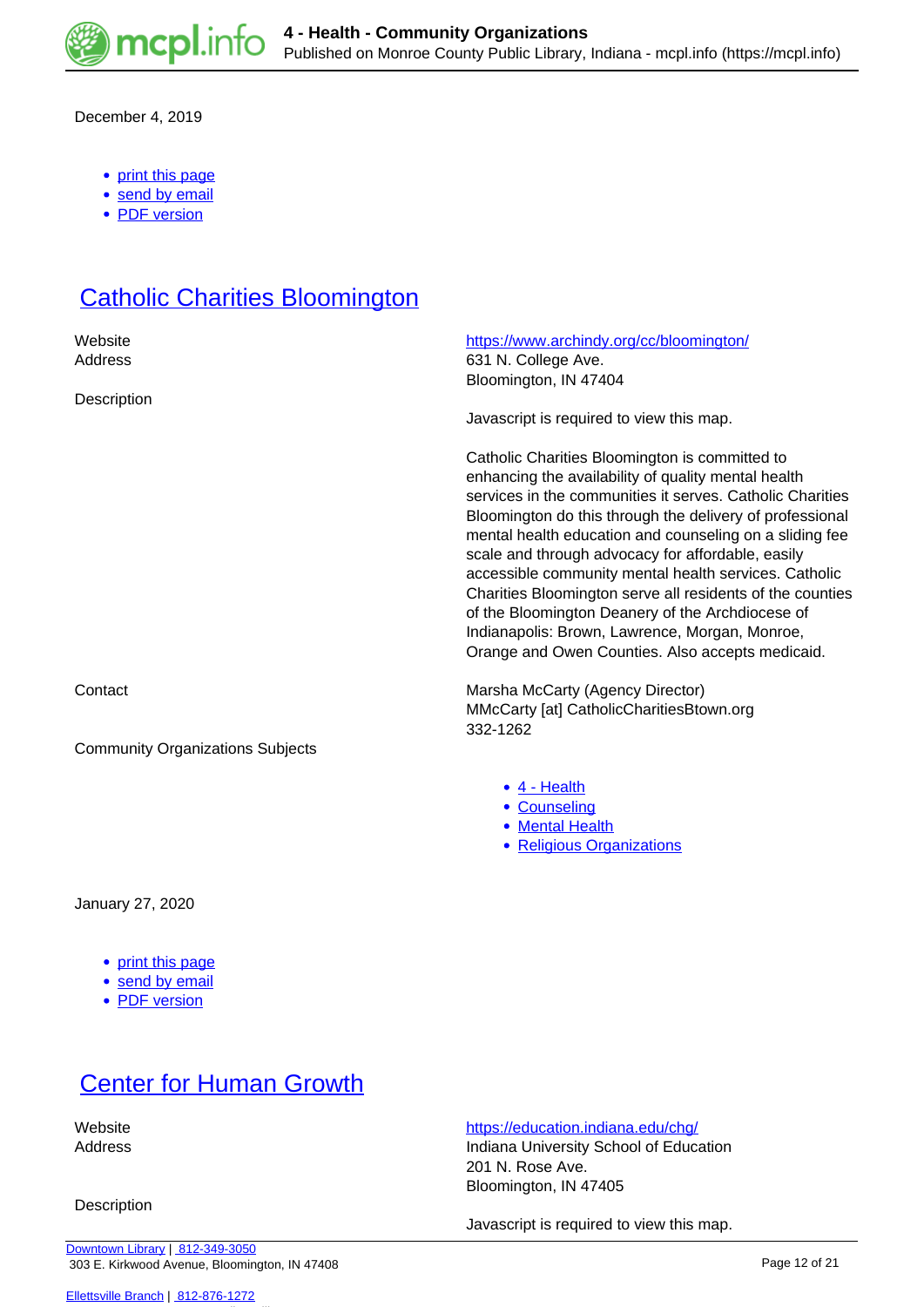December 4, 2019

- print this page
- send by email
- PDF version

## Catholic Charities Bloomington

Website
https://www.archindy.org/cc/bloomington/

Address
631 N. College Ave.
Bloomington, IN 47404

Description

Javascript is required to view this map.

Catholic Charities Bloomington is committed to enhancing the availability of quality mental health services in the communities it serves. Catholic Charities Bloomington do this through the delivery of professional mental health education and counseling on a sliding fee scale and through advocacy for affordable, easily accessible community mental health services. Catholic Charities Bloomington serve all residents of the counties of the Bloomington Deanery of the Archdiocese of Indianapolis: Brown, Lawrence, Morgan, Monroe, Orange and Owen Counties. Also accepts medicaid.

Contact
Marsha McCarty (Agency Director)
MMcCarty [at] CatholicCharitiesBtown.org
332-1262

Community Organizations Subjects

- 4 - Health
- Counseling
- Mental Health
- Religious Organizations

January 27, 2020

- print this page
- send by email
- PDF version

## Center for Human Growth

Website
https://education.indiana.edu/chg/

Address
Indiana University School of Education
201 N. Rose Ave.
Bloomington, IN 47405

Description

Javascript is required to view this map.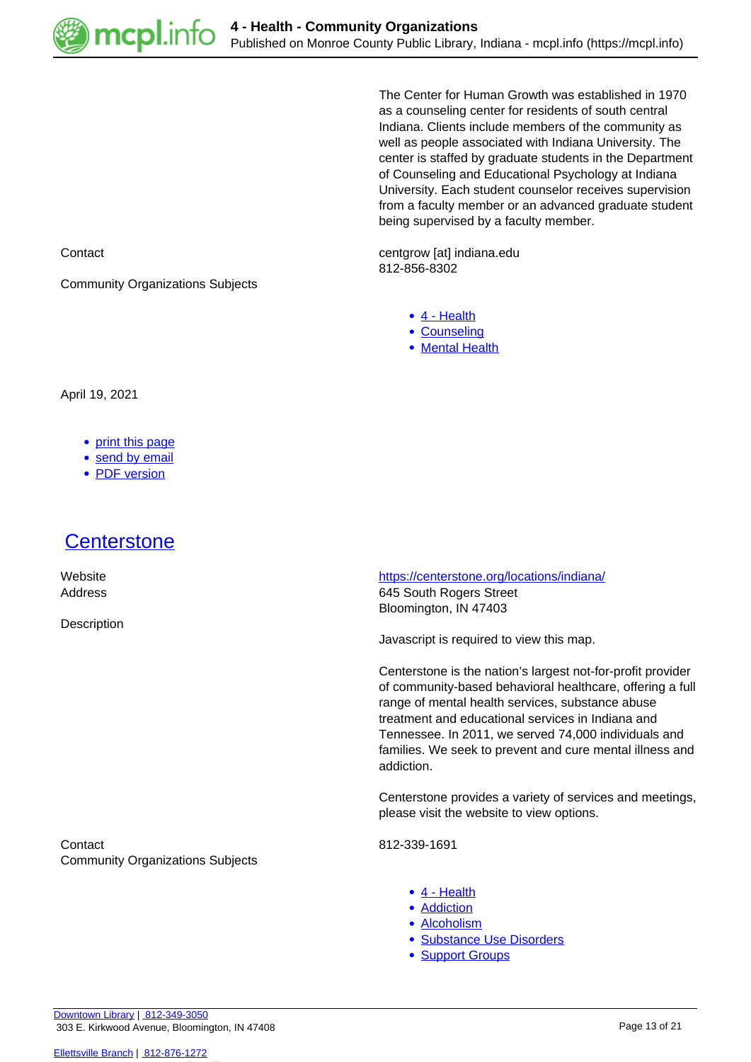The Center for Human Growth was established in 1970 as a counseling center for residents of south central Indiana. Clients include members of the community as well as people associated with Indiana University. The center is staffed by graduate students in the Department of Counseling and Educational Psychology at Indiana University. Each student counselor receives supervision from a faculty member or an advanced graduate student being supervised by a faculty member.

Contact

centgrow [at] indiana.edu
812-856-8302

Community Organizations Subjects

- 4 - Health
- Counseling
- Mental Health

April 19, 2021

- print this page
- send by email
- PDF version

## Centerstone

Website

https://centerstone.org/locations/indiana/

Address

645 South Rogers Street
Bloomington, IN 47403

Description

Javascript is required to view this map.

Centerstone is the nation's largest not-for-profit provider of community-based behavioral healthcare, offering a full range of mental health services, substance abuse treatment and educational services in Indiana and Tennessee. In 2011, we served 74,000 individuals and families. We seek to prevent and cure mental illness and addiction.

Centerstone provides a variety of services and meetings, please visit the website to view options.

Contact

812-339-1691

Community Organizations Subjects

- 4 - Health
- Addiction
- Alcoholism
- Substance Use Disorders
- Support Groups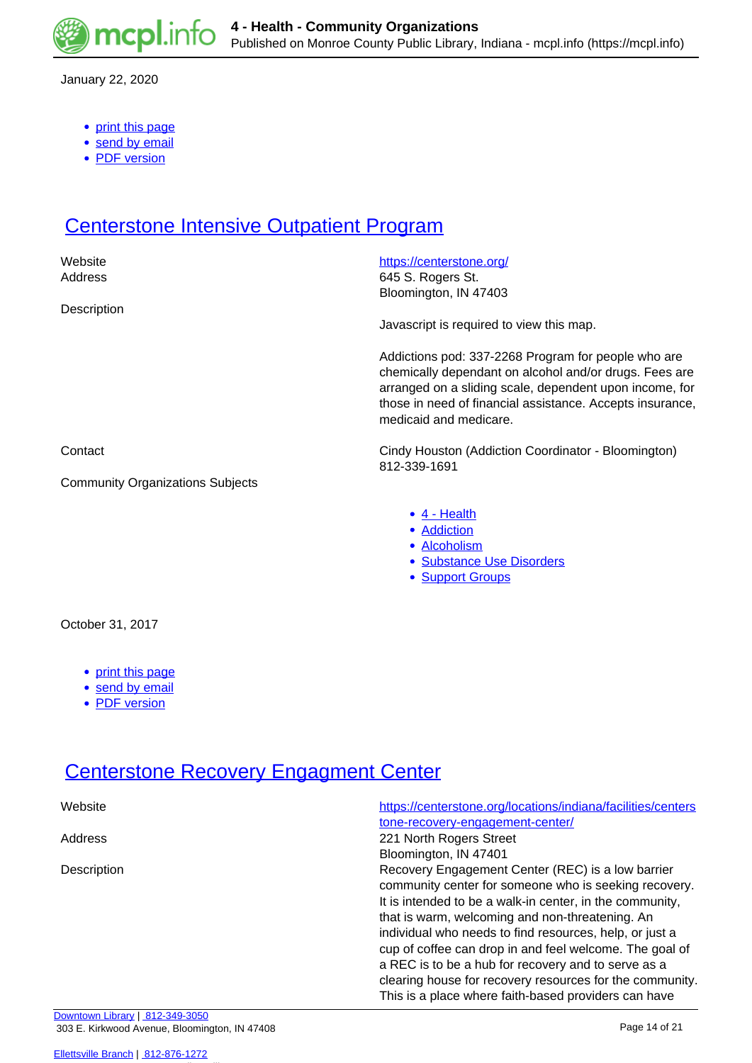January 22, 2020

- print this page
- send by email
- PDF version

# Centerstone Intensive Outpatient Program

| | |
|---|---|
| Website | https://centerstone.org/ |
| Address | 645 S. Rogers St.<br>Bloomington, IN 47403 |
| Description | Javascript is required to view this map.<br><br>Addictions pod: 337-2268 Program for people who are chemically dependant on alcohol and/or drugs. Fees are arranged on a sliding scale, dependent upon income, for those in need of financial assistance. Accepts insurance, medicaid and medicare. |
| Contact | Cindy Houston (Addiction Coordinator - Bloomington)<br>812-339-1691 |
| Community Organizations Subjects | - 4 - Health<br>- Addiction<br>- Alcoholism<br>- Substance Use Disorders<br>- Support Groups |

October 31, 2017

- print this page
- send by email
- PDF version

# Centerstone Recovery Engagment Center

| | |
|---|---|
| Website | https://centerstone.org/locations/indiana/facilities/centerstone-recovery-engagement-center/ |
| Address | 221 North Rogers Street<br>Bloomington, IN 47401 |
| Description | Recovery Engagement Center (REC) is a low barrier community center for someone who is seeking recovery. It is intended to be a walk-in center, in the community, that is warm, welcoming and non-threatening. An individual who needs to find resources, help, or just a cup of coffee can drop in and feel welcome. The goal of a REC is to be a hub for recovery and to serve as a clearing house for recovery resources for the community. This is a place where faith-based providers can have |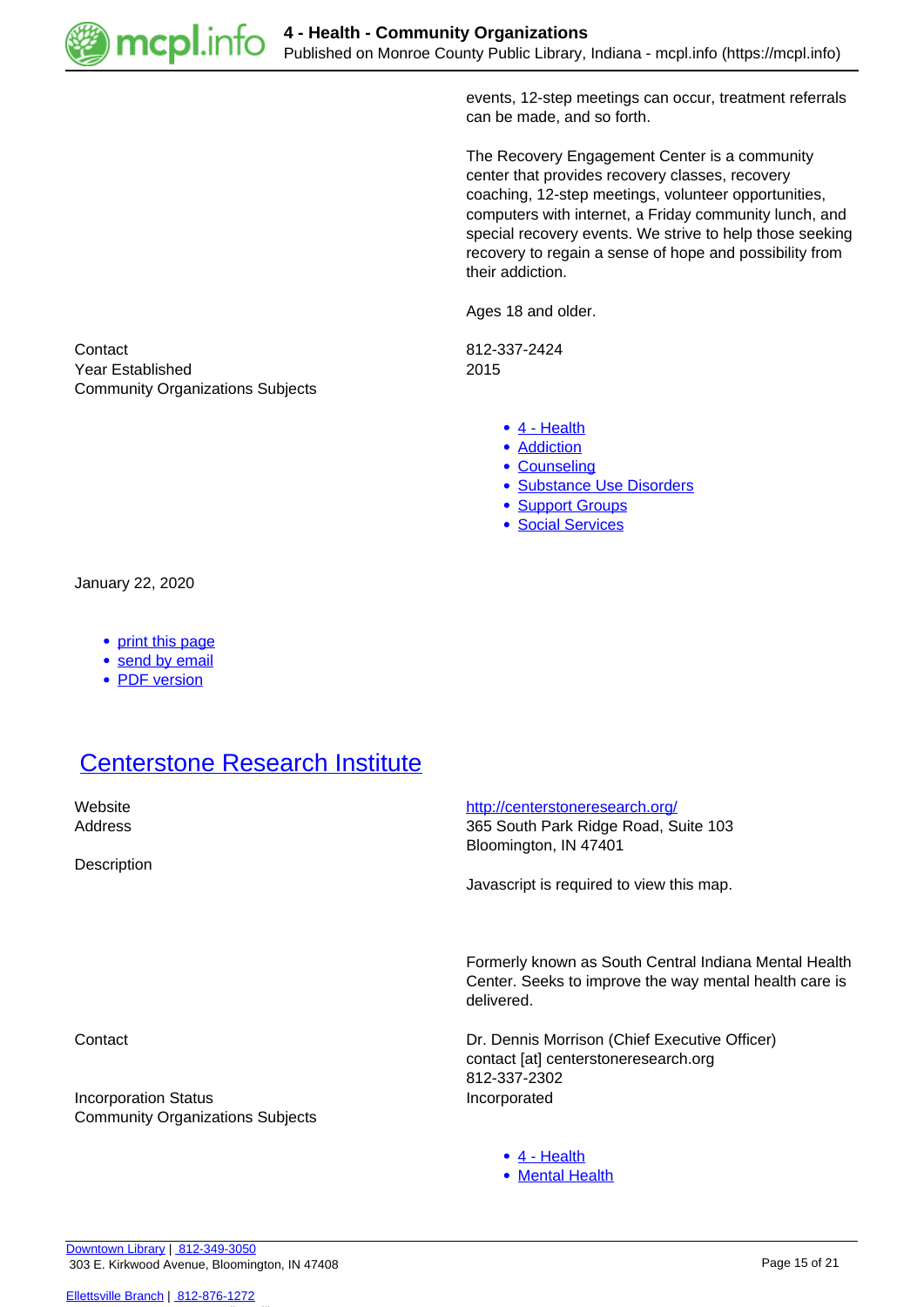events, 12-step meetings can occur, treatment referrals can be made, and so forth.

The Recovery Engagement Center is a community center that provides recovery classes, recovery coaching, 12-step meetings, volunteer opportunities, computers with internet, a Friday community lunch, and special recovery events. We strive to help those seeking recovery to regain a sense of hope and possibility from their addiction.

Ages 18 and older.

Contact
812-337-2424

Year Established
2015

Community Organizations Subjects

- 4 - Health
- Addiction
- Counseling
- Substance Use Disorders
- Support Groups
- Social Services

January 22, 2020

- print this page
- send by email
- PDF version

## Centerstone Research Institute

Website
http://centerstoneresearch.org/

Address
365 South Park Ridge Road, Suite 103
Bloomington, IN 47401

Description

Javascript is required to view this map.

Formerly known as South Central Indiana Mental Health Center. Seeks to improve the way mental health care is delivered.

Contact
Dr. Dennis Morrison (Chief Executive Officer)
contact [at] centerstoneresearch.org
812-337-2302

Incorporation Status
Incorporated

Community Organizations Subjects

- 4 - Health
- Mental Health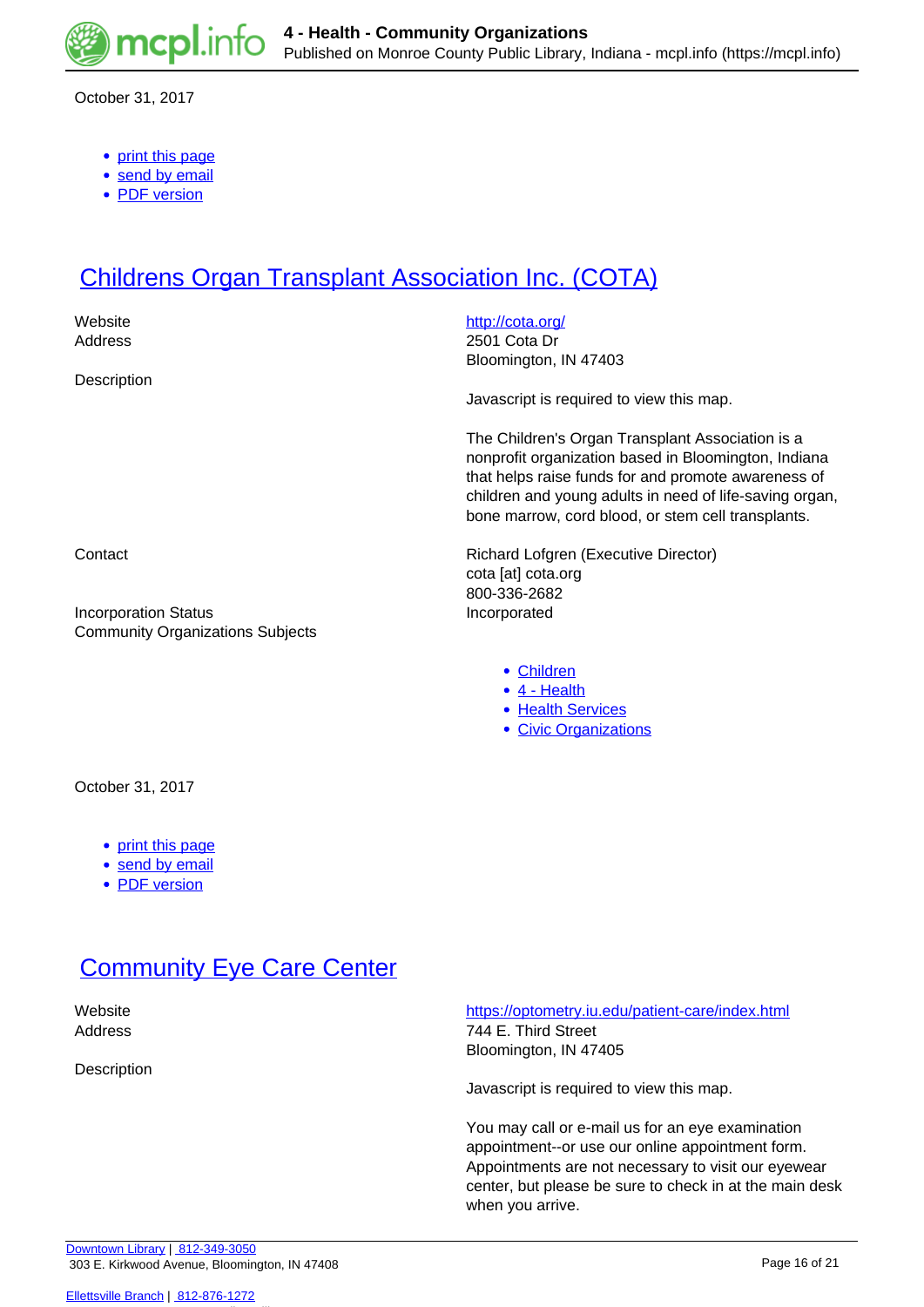October 31, 2017

- print this page
- send by email
- PDF version

# Childrens Organ Transplant Association Inc. (COTA)

Website http://cota.org/

Address 2501 Cota Dr
Bloomington, IN 47403

Description

Javascript is required to view this map.

The Children's Organ Transplant Association is a nonprofit organization based in Bloomington, Indiana that helps raise funds for and promote awareness of children and young adults in need of life-saving organ, bone marrow, cord blood, or stem cell transplants.

Contact Richard Lofgren (Executive Director)
cota [at] cota.org
800-336-2682

Incorporation Status Incorporated

Community Organizations Subjects

- Children
- 4 - Health
- Health Services
- Civic Organizations

October 31, 2017

- print this page
- send by email
- PDF version

# Community Eye Care Center

Website https://optometry.iu.edu/patient-care/index.html

Address 744 E. Third Street
Bloomington, IN 47405

Description

Javascript is required to view this map.

You may call or e-mail us for an eye examination appointment--or use our online appointment form. Appointments are not necessary to visit our eyewear center, but please be sure to check in at the main desk when you arrive.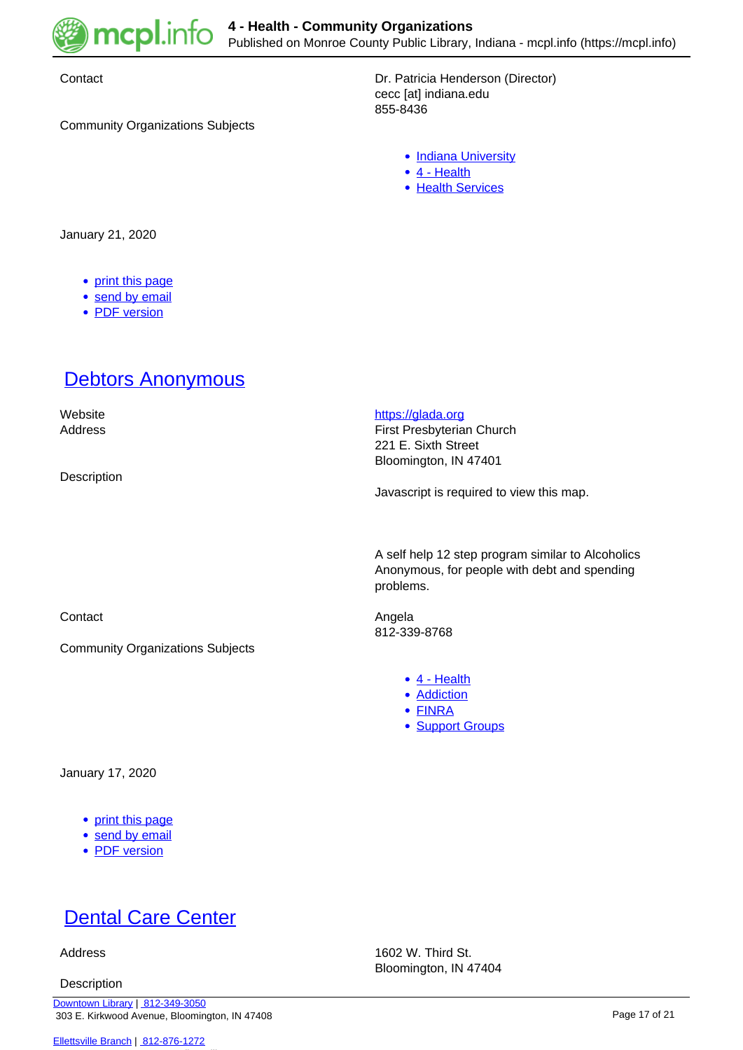Contact

Dr. Patricia Henderson (Director)
cecc [at] indiana.edu
855-8436

Community Organizations Subjects

- Indiana University
- 4 - Health
- Health Services

January 21, 2020

- print this page
- send by email
- PDF version

## Debtors Anonymous

Website

https://glada.org

Address

First Presbyterian Church
221 E. Sixth Street
Bloomington, IN 47401

Description

Javascript is required to view this map.

A self help 12 step program similar to Alcoholics Anonymous, for people with debt and spending problems.

Contact

Angela
812-339-8768

Community Organizations Subjects

- 4 - Health
- Addiction
- FINRA
- Support Groups

January 17, 2020

- print this page
- send by email
- PDF version

## Dental Care Center

Address

1602 W. Third St.
Bloomington, IN 47404

Description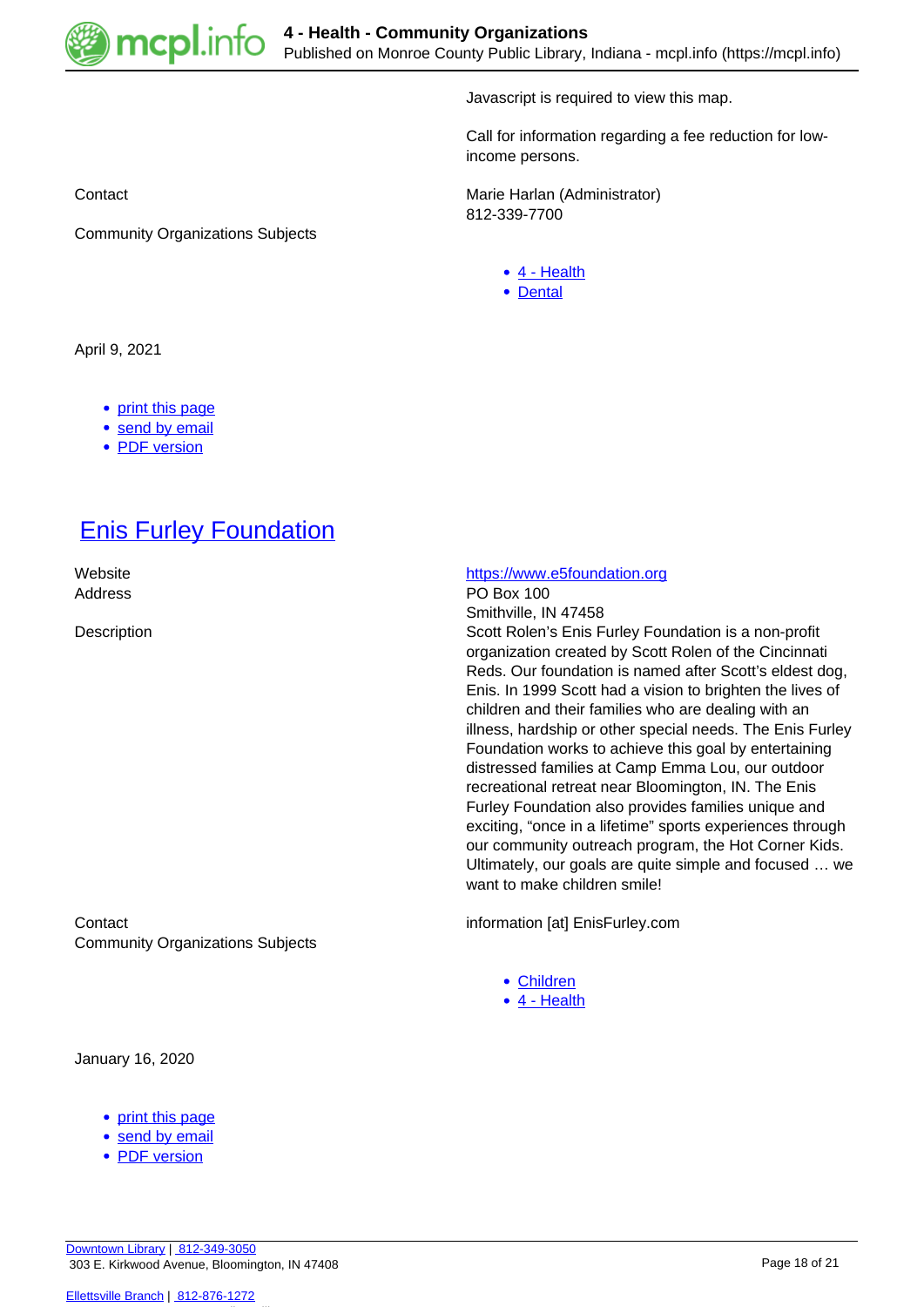Javascript is required to view this map.

Call for information regarding a fee reduction for low-income persons.

Contact

Marie Harlan (Administrator)
812-339-7700

Community Organizations Subjects

- 4 - Health
- Dental

April 9, 2021

- print this page
- send by email
- PDF version

## Enis Furley Foundation

Website

https://www.e5foundation.org

Address

PO Box 100
Smithville, IN 47458

Description

Scott Rolen's Enis Furley Foundation is a non-profit organization created by Scott Rolen of the Cincinnati Reds. Our foundation is named after Scott's eldest dog, Enis. In 1999 Scott had a vision to brighten the lives of children and their families who are dealing with an illness, hardship or other special needs. The Enis Furley Foundation works to achieve this goal by entertaining distressed families at Camp Emma Lou, our outdoor recreational retreat near Bloomington, IN. The Enis Furley Foundation also provides families unique and exciting, "once in a lifetime" sports experiences through our community outreach program, the Hot Corner Kids. Ultimately, our goals are quite simple and focused … we want to make children smile!

Contact

information [at] EnisFurley.com

Community Organizations Subjects

- Children
- 4 - Health

January 16, 2020

- print this page
- send by email
- PDF version

Downtown Library | 812-349-3050
303 E. Kirkwood Avenue, Bloomington, IN 47408

Ellettsville Branch | 812-876-1272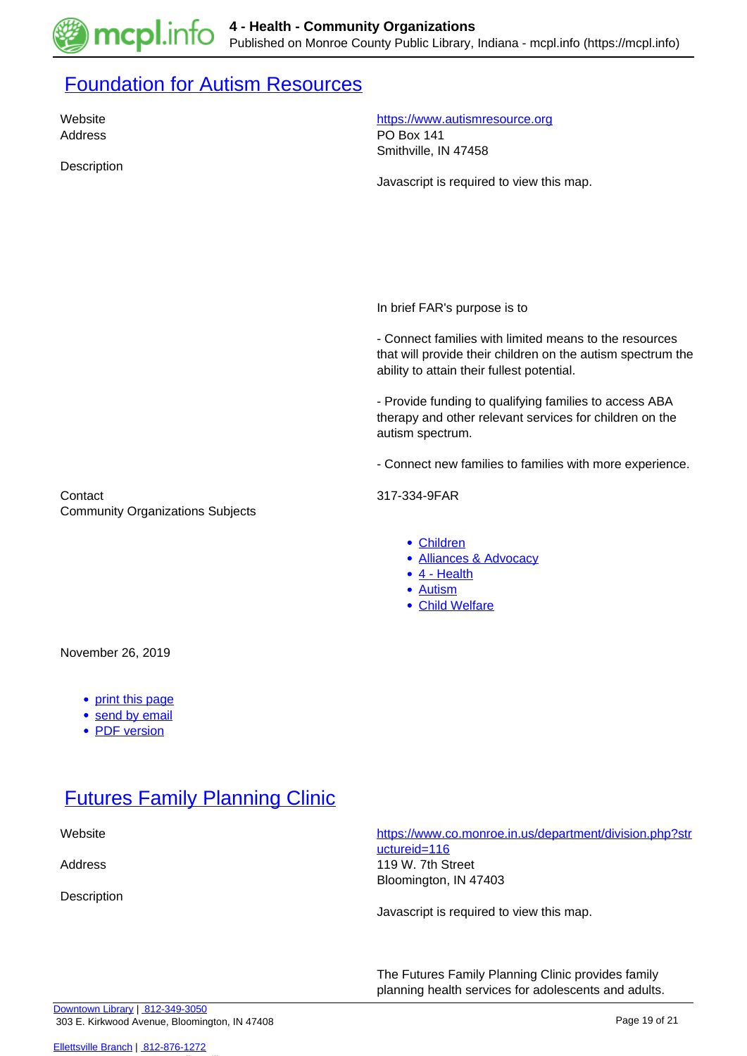## [Foundation for Autism Resources](https://www.autismresource.org)

Website https://www.autismresource.org

Address PO Box 141
Smithville, IN 47458

Description

Javascript is required to view this map.

In brief FAR's purpose is to

- Connect families with limited means to the resources that will provide their children on the autism spectrum the ability to attain their fullest potential.

- Provide funding to qualifying families to access ABA therapy and other relevant services for children on the autism spectrum.

- Connect new families to families with more experience.

Contact 317-334-9FAR

Community Organizations Subjects

- Children
- Alliances & Advocacy
- 4 - Health
- Autism
- Child Welfare

November 26, 2019

- print this page
- send by email
- PDF version

## Futures Family Planning Clinic

Website https://www.co.monroe.in.us/department/division.php?structureid=116

Address 119 W. 7th Street
Bloomington, IN 47403

Description

Javascript is required to view this map.

The Futures Family Planning Clinic provides family planning health services for adolescents and adults.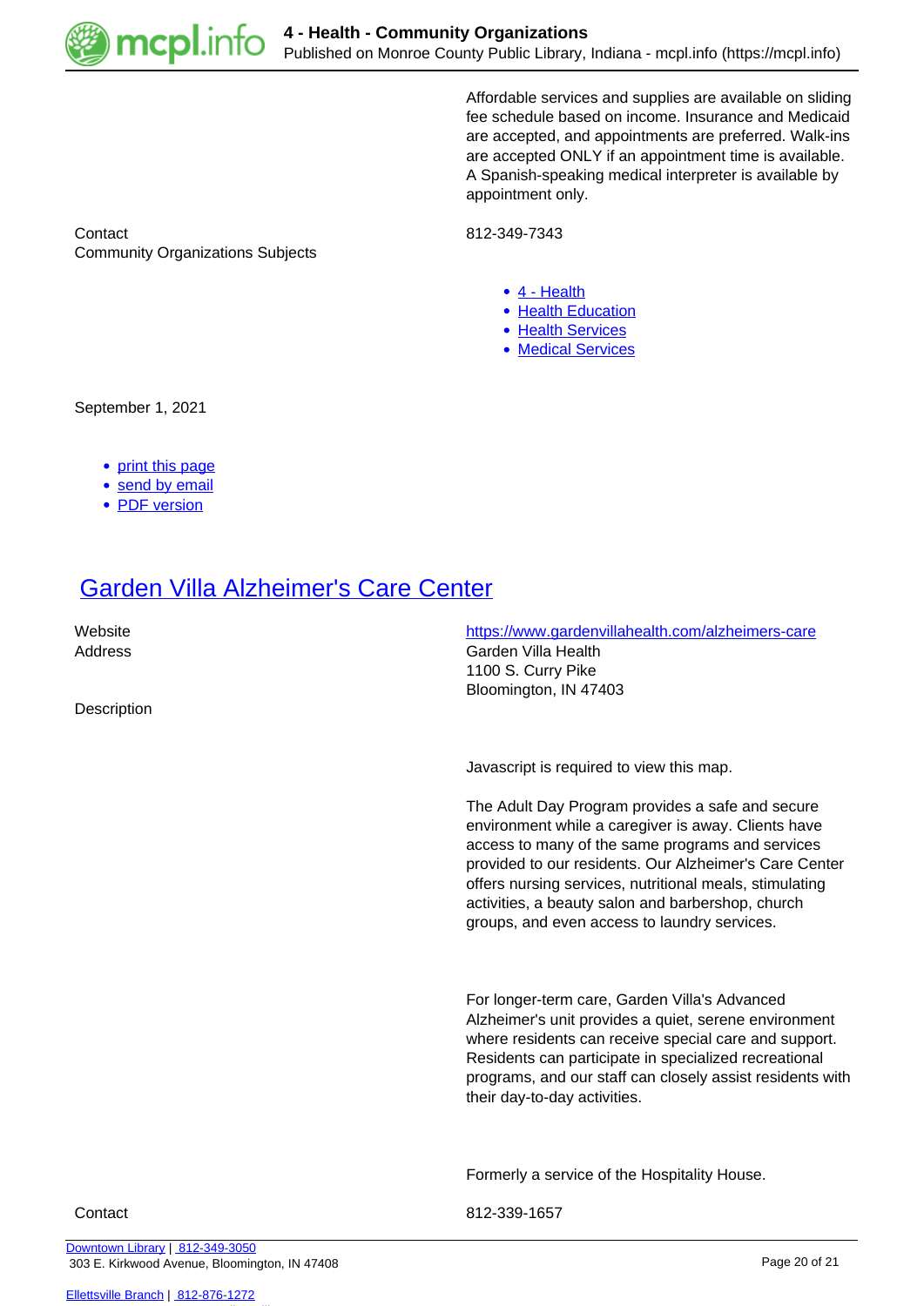Affordable services and supplies are available on sliding fee schedule based on income. Insurance and Medicaid are accepted, and appointments are preferred. Walk-ins are accepted ONLY if an appointment time is available. A Spanish-speaking medical interpreter is available by appointment only.

Contact: 812-349-7343

Community Organizations Subjects

- 4 - Health
- Health Education
- Health Services
- Medical Services

September 1, 2021

- print this page
- send by email
- PDF version

## Garden Villa Alzheimer's Care Center

Website: https://www.gardenvillahealth.com/alzheimers-care

Address: Garden Villa Health
1100 S. Curry Pike
Bloomington, IN 47403

Description

Javascript is required to view this map.

The Adult Day Program provides a safe and secure environment while a caregiver is away. Clients have access to many of the same programs and services provided to our residents. Our Alzheimer's Care Center offers nursing services, nutritional meals, stimulating activities, a beauty salon and barbershop, church groups, and even access to laundry services.

For longer-term care, Garden Villa's Advanced Alzheimer's unit provides a quiet, serene environment where residents can receive special care and support. Residents can participate in specialized recreational programs, and our staff can closely assist residents with their day-to-day activities.

Formerly a service of the Hospitality House.

Contact: 812-339-1657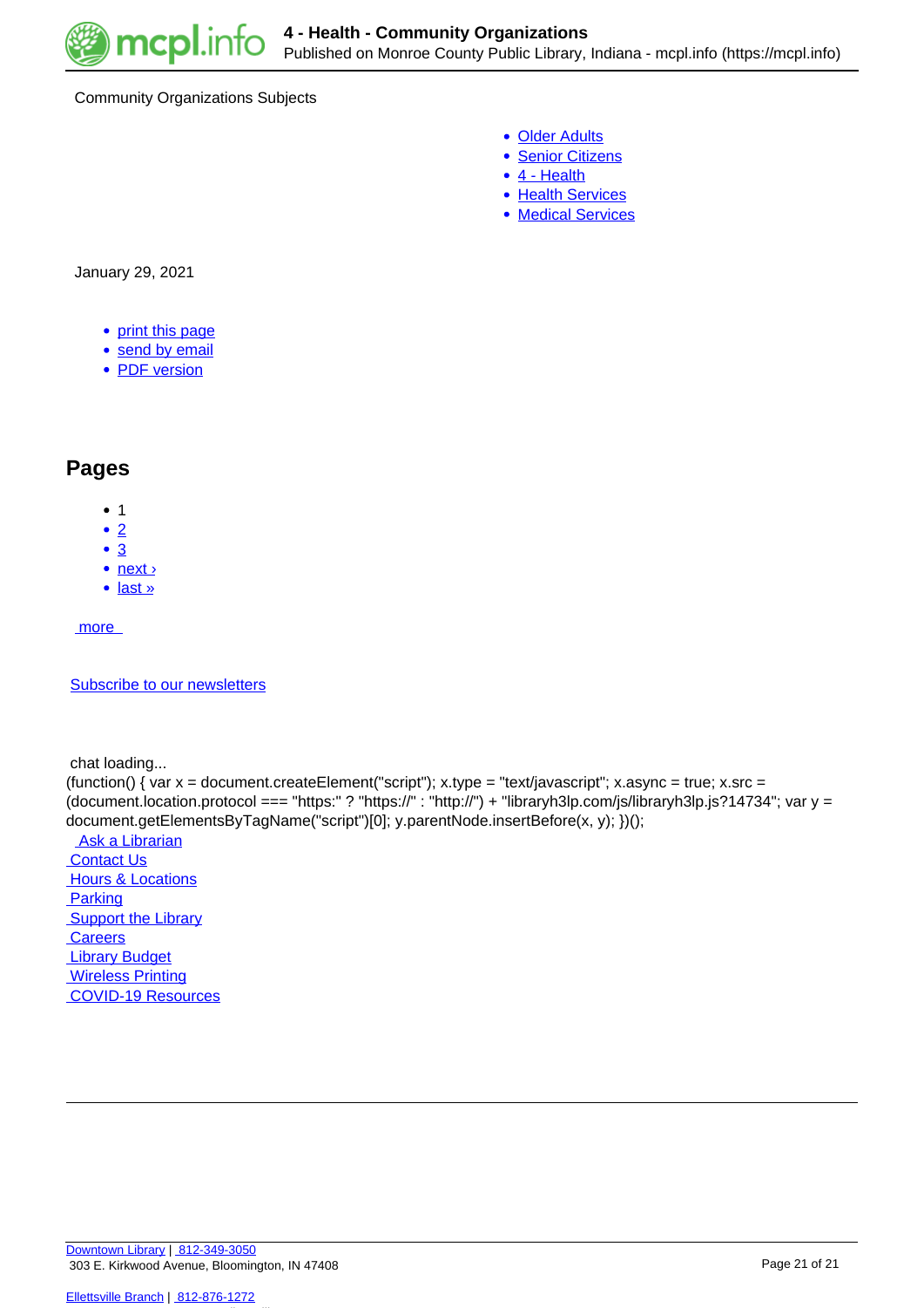Community Organizations Subjects

- Older Adults
- Senior Citizens
- 4 - Health
- Health Services
- Medical Services

January 29, 2021

- print this page
- send by email
- PDF version

## Pages

- 1
- 2
- 3
- next ›
- last »

more

Subscribe to our newsletters

chat loading...
(function() { var x = document.createElement("script"); x.type = "text/javascript"; x.async = true; x.src = (document.location.protocol === "https:" ? "https://" : "http://") + "libraryh3lp.com/js/libraryh3lp.js?14734"; var y = document.getElementsByTagName("script")[0]; y.parentNode.insertBefore(x, y); })();

Ask a Librarian
Contact Us
Hours & Locations
Parking
Support the Library
Careers
Library Budget
Wireless Printing
COVID-19 Resources

Downtown Library | 812-349-3050
303 E. Kirkwood Avenue, Bloomington, IN 47408

Ellettsville Branch | 812-876-1272